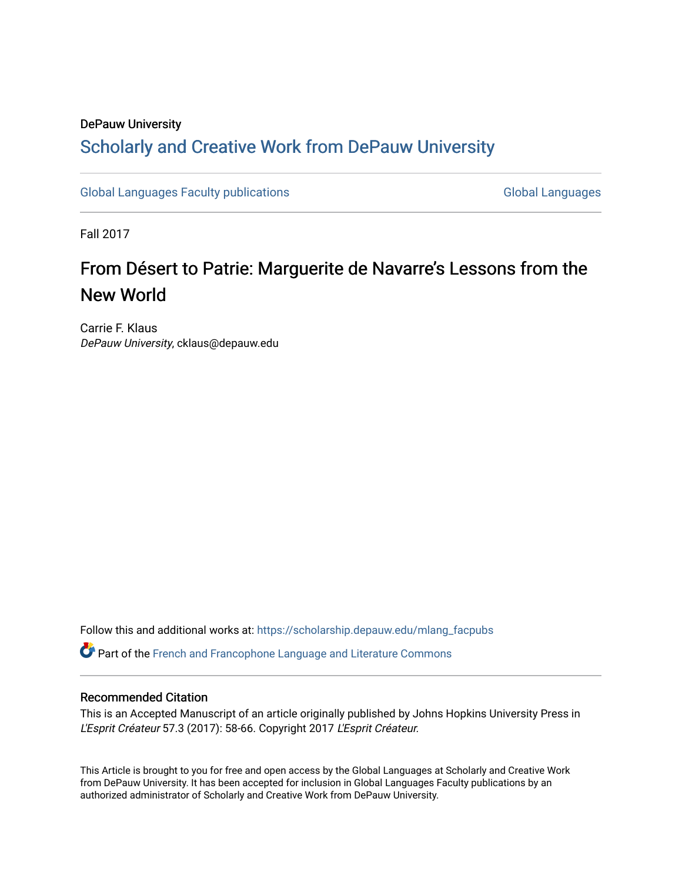DePauw University

# Scholarly and Creative Work from DePauw University

Global Languages Faculty publications | Global Languages

Fall 2017

## From Désert to Patrie: Marguerite de Navarre's Lessons from the New World

Carrie F. Klaus
*DePauw University*, cklaus@depauw.edu

Follow this and additional works at: https://scholarship.depauw.edu/mlang_facpubs

Part of the French and Francophone Language and Literature Commons

### Recommended Citation

This is an Accepted Manuscript of an article originally published by Johns Hopkins University Press in *L'Esprit Créateur* 57.3 (2017): 58-66. Copyright 2017 *L'Esprit Créateur.*

This Article is brought to you for free and open access by the Global Languages at Scholarly and Creative Work from DePauw University. It has been accepted for inclusion in Global Languages Faculty publications by an authorized administrator of Scholarly and Creative Work from DePauw University.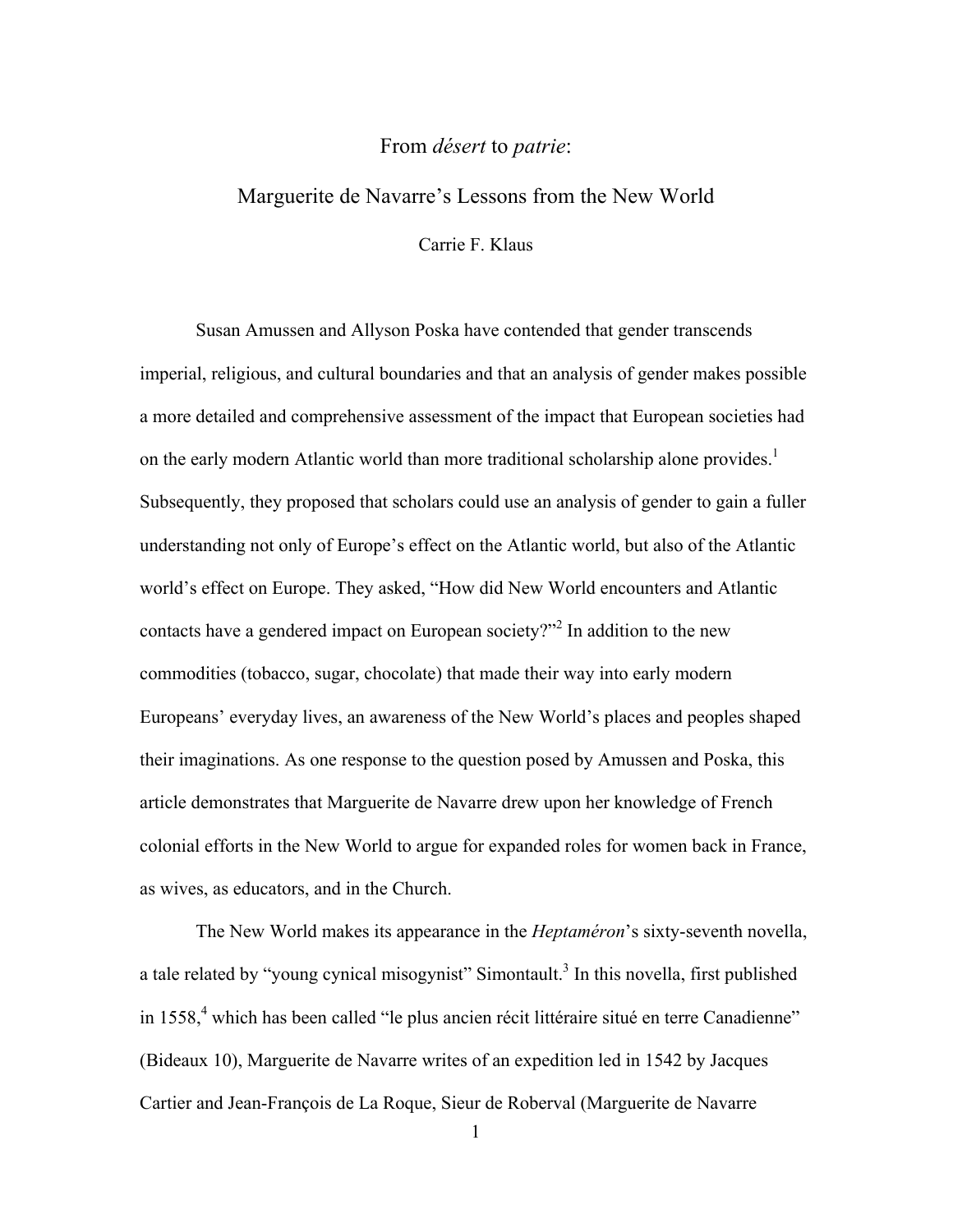# From *désert* to *patrie*:

## Marguerite de Navarre's Lessons from the New World

Carrie F. Klaus

Susan Amussen and Allyson Poska have contended that gender transcends imperial, religious, and cultural boundaries and that an analysis of gender makes possible a more detailed and comprehensive assessment of the impact that European societies had on the early modern Atlantic world than more traditional scholarship alone provides.[1] Subsequently, they proposed that scholars could use an analysis of gender to gain a fuller understanding not only of Europe's effect on the Atlantic world, but also of the Atlantic world's effect on Europe. They asked, "How did New World encounters and Atlantic contacts have a gendered impact on European society?"[2] In addition to the new commodities (tobacco, sugar, chocolate) that made their way into early modern Europeans' everyday lives, an awareness of the New World's places and peoples shaped their imaginations. As one response to the question posed by Amussen and Poska, this article demonstrates that Marguerite de Navarre drew upon her knowledge of French colonial efforts in the New World to argue for expanded roles for women back in France, as wives, as educators, and in the Church.

The New World makes its appearance in the *Heptaméron*'s sixty-seventh novella, a tale related by "young cynical misogynist" Simontault.[3] In this novella, first published in 1558,[4] which has been called "le plus ancien récit littéraire situé en terre Canadienne" (Bideaux 10), Marguerite de Navarre writes of an expedition led in 1542 by Jacques Cartier and Jean-François de La Roque, Sieur de Roberval (Marguerite de Navarre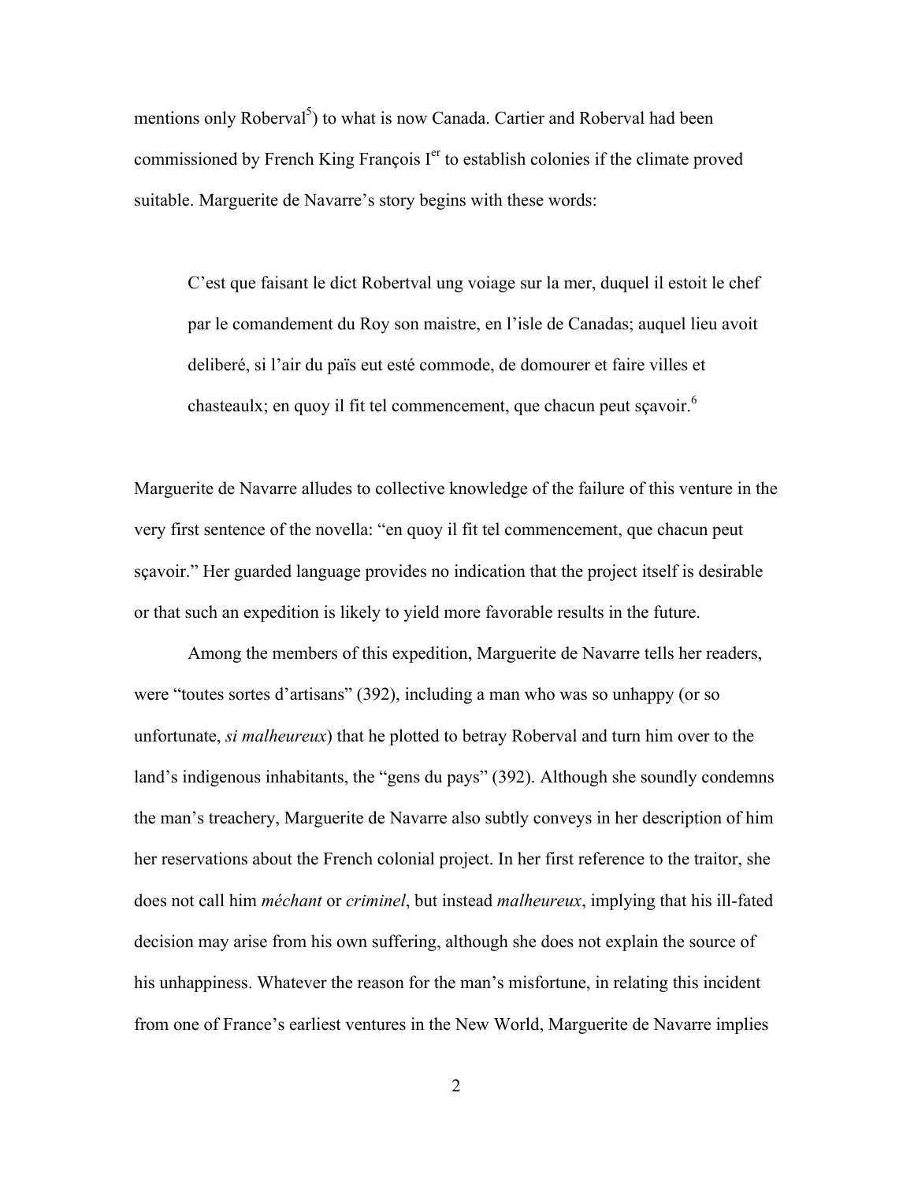mentions only Roberval[5]) to what is now Canada. Cartier and Roberval had been commissioned by French King François I[er] to establish colonies if the climate proved suitable. Marguerite de Navarre's story begins with these words:

> C'est que faisant le dict Robertval ung voiage sur la mer, duquel il estoit le chef par le comandement du Roy son maistre, en l'isle de Canadas; auquel lieu avoit deliberé, si l'air du païs eut esté commode, de domourer et faire villes et chasteaulx; en quoy il fit tel commencement, que chacun peut sçavoir.[6]

Marguerite de Navarre alludes to collective knowledge of the failure of this venture in the very first sentence of the novella: "en quoy il fit tel commencement, que chacun peut sçavoir." Her guarded language provides no indication that the project itself is desirable or that such an expedition is likely to yield more favorable results in the future.

Among the members of this expedition, Marguerite de Navarre tells her readers, were "toutes sortes d'artisans" (392), including a man who was so unhappy (or so unfortunate, *si malheureux*) that he plotted to betray Roberval and turn him over to the land's indigenous inhabitants, the "gens du pays" (392). Although she soundly condemns the man's treachery, Marguerite de Navarre also subtly conveys in her description of him her reservations about the French colonial project. In her first reference to the traitor, she does not call him *méchant* or *criminel*, but instead *malheureux*, implying that his ill-fated decision may arise from his own suffering, although she does not explain the source of his unhappiness. Whatever the reason for the man's misfortune, in relating this incident from one of France's earliest ventures in the New World, Marguerite de Navarre implies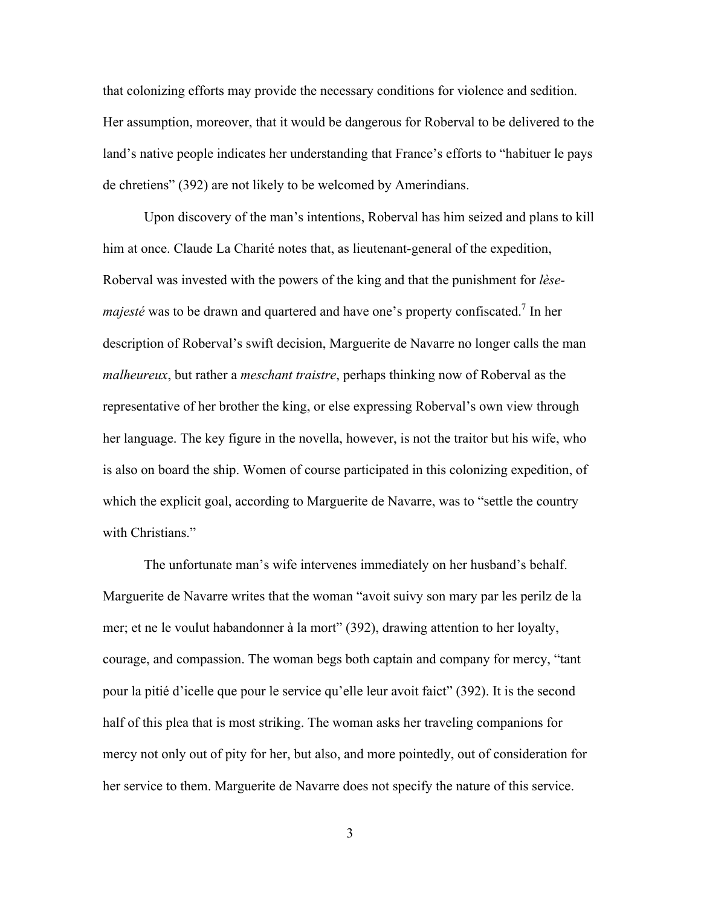that colonizing efforts may provide the necessary conditions for violence and sedition. Her assumption, moreover, that it would be dangerous for Roberval to be delivered to the land's native people indicates her understanding that France's efforts to "habituer le pays de chretiens" (392) are not likely to be welcomed by Amerindians.

Upon discovery of the man's intentions, Roberval has him seized and plans to kill him at once. Claude La Charité notes that, as lieutenant-general of the expedition, Roberval was invested with the powers of the king and that the punishment for *lèse-majesté* was to be drawn and quartered and have one's property confiscated.[7] In her description of Roberval's swift decision, Marguerite de Navarre no longer calls the man *malheureux*, but rather a *meschant traistre*, perhaps thinking now of Roberval as the representative of her brother the king, or else expressing Roberval's own view through her language. The key figure in the novella, however, is not the traitor but his wife, who is also on board the ship. Women of course participated in this colonizing expedition, of which the explicit goal, according to Marguerite de Navarre, was to "settle the country with Christians."

The unfortunate man's wife intervenes immediately on her husband's behalf. Marguerite de Navarre writes that the woman "avoit suivy son mary par les perilz de la mer; et ne le voulut habandonner à la mort" (392), drawing attention to her loyalty, courage, and compassion. The woman begs both captain and company for mercy, "tant pour la pitié d'icelle que pour le service qu'elle leur avoit faict" (392). It is the second half of this plea that is most striking. The woman asks her traveling companions for mercy not only out of pity for her, but also, and more pointedly, out of consideration for her service to them. Marguerite de Navarre does not specify the nature of this service.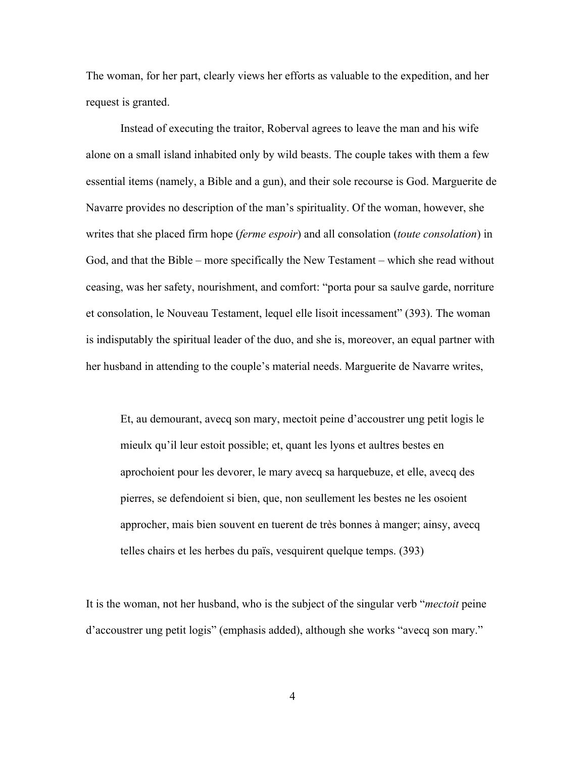The woman, for her part, clearly views her efforts as valuable to the expedition, and her request is granted.

Instead of executing the traitor, Roberval agrees to leave the man and his wife alone on a small island inhabited only by wild beasts. The couple takes with them a few essential items (namely, a Bible and a gun), and their sole recourse is God. Marguerite de Navarre provides no description of the man's spirituality. Of the woman, however, she writes that she placed firm hope (*ferme espoir*) and all consolation (*toute consolation*) in God, and that the Bible – more specifically the New Testament – which she read without ceasing, was her safety, nourishment, and comfort: "porta pour sa saulve garde, norriture et consolation, le Nouveau Testament, lequel elle lisoit incessament" (393). The woman is indisputably the spiritual leader of the duo, and she is, moreover, an equal partner with her husband in attending to the couple's material needs. Marguerite de Navarre writes,

> Et, au demourant, avecq son mary, mectoit peine d'accoustrer ung petit logis le mieulx qu'il leur estoit possible; et, quant les lyons et aultres bestes en aprochoient pour les devorer, le mary avecq sa harquebuze, et elle, avecq des pierres, se defendoient si bien, que, non seullement les bestes ne les osoient approcher, mais bien souvent en tuerent de très bonnes à manger; ainsy, avecq telles chairs et les herbes du païs, vesquirent quelque temps. (393)

It is the woman, not her husband, who is the subject of the singular verb "*mectoit* peine d'accoustrer ung petit logis" (emphasis added), although she works "avecq son mary."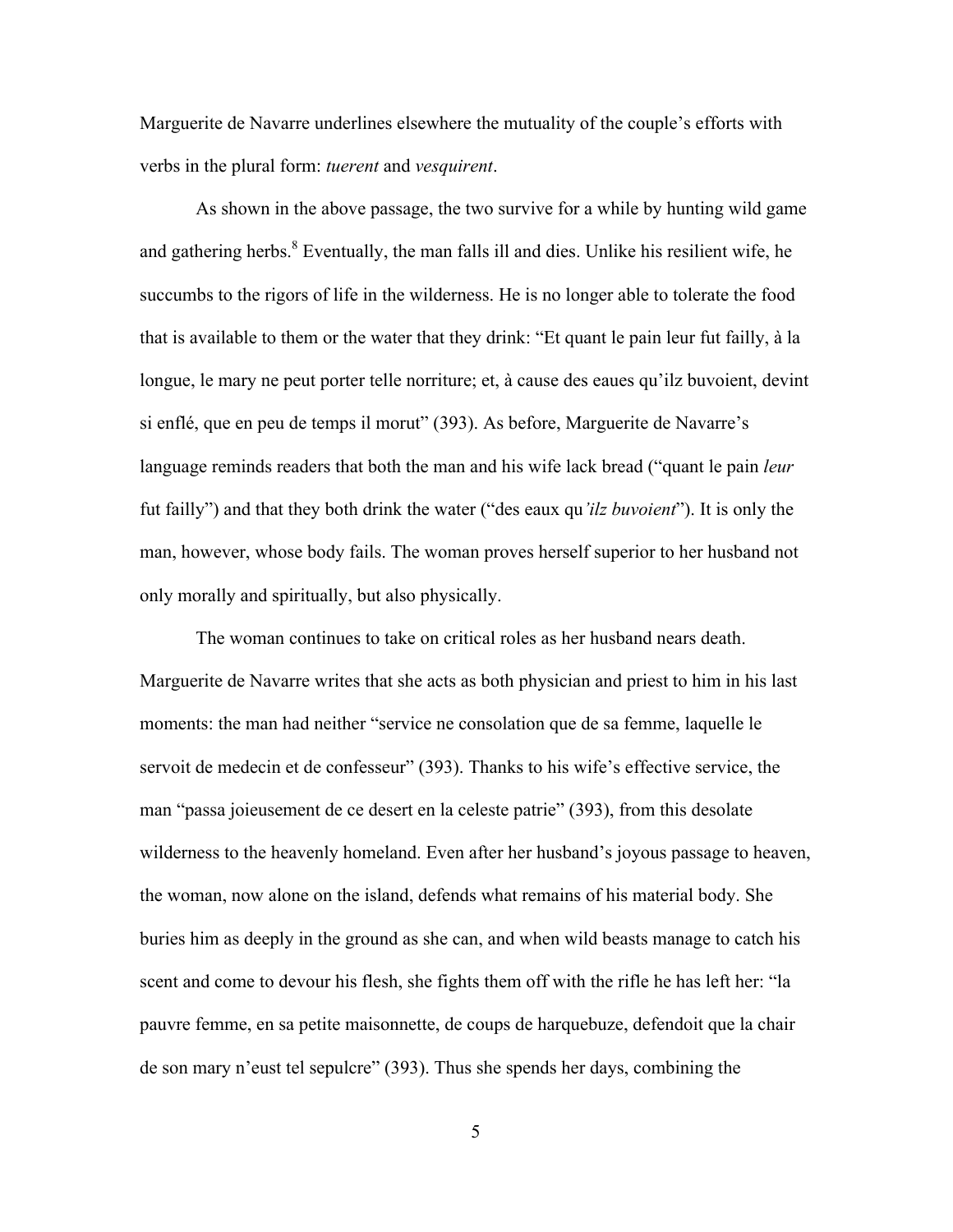Marguerite de Navarre underlines elsewhere the mutuality of the couple's efforts with verbs in the plural form: *tuerent* and *vesquirent*.

As shown in the above passage, the two survive for a while by hunting wild game and gathering herbs.[8] Eventually, the man falls ill and dies. Unlike his resilient wife, he succumbs to the rigors of life in the wilderness. He is no longer able to tolerate the food that is available to them or the water that they drink: "Et quant le pain leur fut failly, à la longue, le mary ne peut porter telle norriture; et, à cause des eaues qu'ilz buvoient, devint si enflé, que en peu de temps il morut" (393). As before, Marguerite de Navarre's language reminds readers that both the man and his wife lack bread ("quant le pain *leur* fut failly") and that they both drink the water ("des eaux qu*'ilz buvoient*"). It is only the man, however, whose body fails. The woman proves herself superior to her husband not only morally and spiritually, but also physically.

The woman continues to take on critical roles as her husband nears death. Marguerite de Navarre writes that she acts as both physician and priest to him in his last moments: the man had neither "service ne consolation que de sa femme, laquelle le servoit de medecin et de confesseur" (393). Thanks to his wife's effective service, the man "passa joieusement de ce desert en la celeste patrie" (393), from this desolate wilderness to the heavenly homeland. Even after her husband's joyous passage to heaven, the woman, now alone on the island, defends what remains of his material body. She buries him as deeply in the ground as she can, and when wild beasts manage to catch his scent and come to devour his flesh, she fights them off with the rifle he has left her: "la pauvre femme, en sa petite maisonnette, de coups de harquebuze, defendoit que la chair de son mary n'eust tel sepulcre" (393). Thus she spends her days, combining the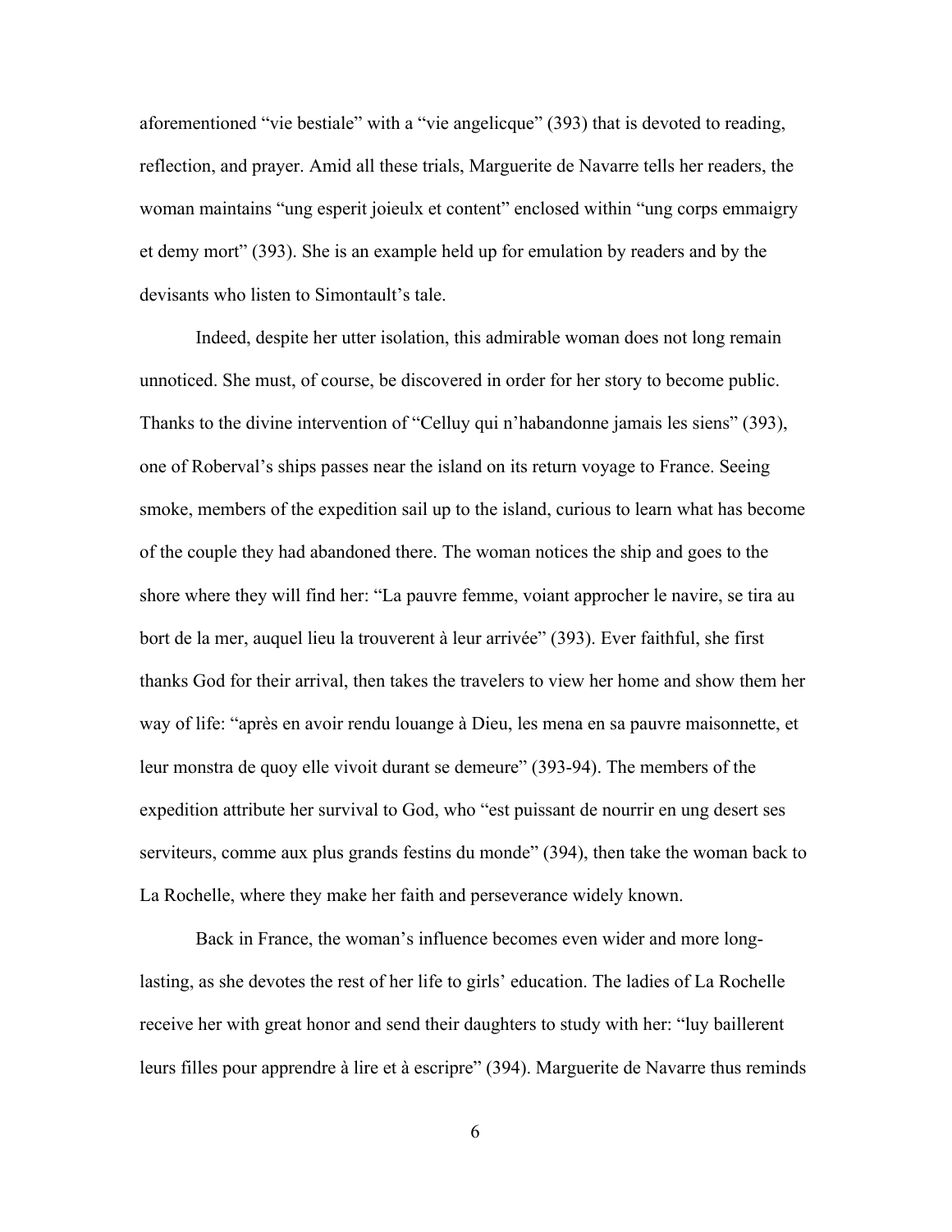aforementioned "vie bestiale" with a "vie angelicque" (393) that is devoted to reading, reflection, and prayer. Amid all these trials, Marguerite de Navarre tells her readers, the woman maintains "ung esperit joieulx et content" enclosed within "ung corps emmaigry et demy mort" (393). She is an example held up for emulation by readers and by the devisants who listen to Simontault's tale.

Indeed, despite her utter isolation, this admirable woman does not long remain unnoticed. She must, of course, be discovered in order for her story to become public. Thanks to the divine intervention of "Celluy qui n'habandonne jamais les siens" (393), one of Roberval's ships passes near the island on its return voyage to France. Seeing smoke, members of the expedition sail up to the island, curious to learn what has become of the couple they had abandoned there. The woman notices the ship and goes to the shore where they will find her: "La pauvre femme, voiant approcher le navire, se tira au bort de la mer, auquel lieu la trouverent à leur arrivée" (393). Ever faithful, she first thanks God for their arrival, then takes the travelers to view her home and show them her way of life: "après en avoir rendu louange à Dieu, les mena en sa pauvre maisonnette, et leur monstra de quoy elle vivoit durant se demeure" (393-94). The members of the expedition attribute her survival to God, who "est puissant de nourrir en ung desert ses serviteurs, comme aux plus grands festins du monde" (394), then take the woman back to La Rochelle, where they make her faith and perseverance widely known.

Back in France, the woman's influence becomes even wider and more long-lasting, as she devotes the rest of her life to girls' education. The ladies of La Rochelle receive her with great honor and send their daughters to study with her: "luy baillerent leurs filles pour apprendre à lire et à escripre" (394). Marguerite de Navarre thus reminds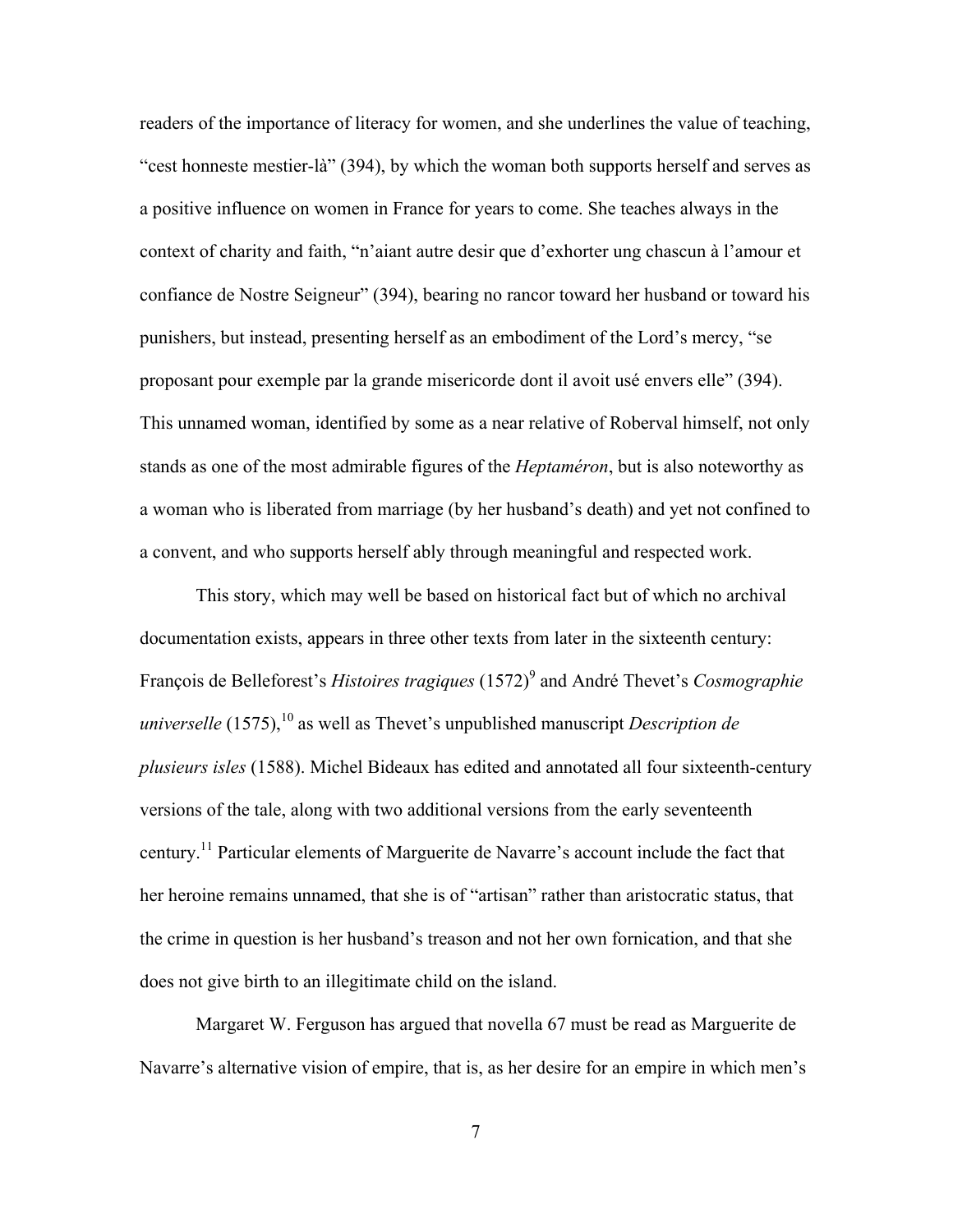readers of the importance of literacy for women, and she underlines the value of teaching, "cest honneste mestier-là" (394), by which the woman both supports herself and serves as a positive influence on women in France for years to come. She teaches always in the context of charity and faith, "n'aiant autre desir que d'exhorter ung chascun à l'amour et confiance de Nostre Seigneur" (394), bearing no rancor toward her husband or toward his punishers, but instead, presenting herself as an embodiment of the Lord's mercy, "se proposant pour exemple par la grande misericorde dont il avoit usé envers elle" (394). This unnamed woman, identified by some as a near relative of Roberval himself, not only stands as one of the most admirable figures of the *Heptaméron*, but is also noteworthy as a woman who is liberated from marriage (by her husband's death) and yet not confined to a convent, and who supports herself ably through meaningful and respected work.

This story, which may well be based on historical fact but of which no archival documentation exists, appears in three other texts from later in the sixteenth century: François de Belleforest's *Histoires tragiques* (1572)[9] and André Thevet's *Cosmographie universelle* (1575),[10] as well as Thevet's unpublished manuscript *Description de plusieurs isles* (1588). Michel Bideaux has edited and annotated all four sixteenth-century versions of the tale, along with two additional versions from the early seventeenth century.[11] Particular elements of Marguerite de Navarre's account include the fact that her heroine remains unnamed, that she is of "artisan" rather than aristocratic status, that the crime in question is her husband's treason and not her own fornication, and that she does not give birth to an illegitimate child on the island.

Margaret W. Ferguson has argued that novella 67 must be read as Marguerite de Navarre's alternative vision of empire, that is, as her desire for an empire in which men's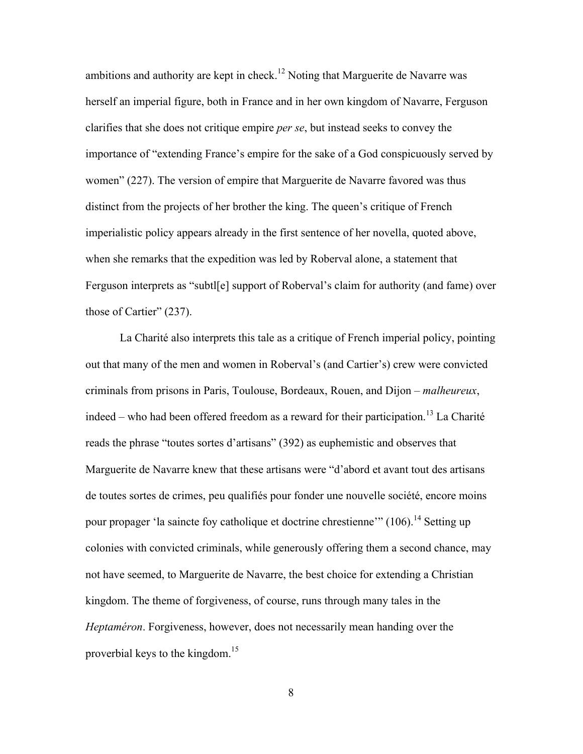ambitions and authority are kept in check.[12] Noting that Marguerite de Navarre was herself an imperial figure, both in France and in her own kingdom of Navarre, Ferguson clarifies that she does not critique empire *per se*, but instead seeks to convey the importance of "extending France's empire for the sake of a God conspicuously served by women" (227). The version of empire that Marguerite de Navarre favored was thus distinct from the projects of her brother the king. The queen's critique of French imperialistic policy appears already in the first sentence of her novella, quoted above, when she remarks that the expedition was led by Roberval alone, a statement that Ferguson interprets as "subtl[e] support of Roberval's claim for authority (and fame) over those of Cartier" (237).

La Charité also interprets this tale as a critique of French imperial policy, pointing out that many of the men and women in Roberval's (and Cartier's) crew were convicted criminals from prisons in Paris, Toulouse, Bordeaux, Rouen, and Dijon – *malheureux*, indeed – who had been offered freedom as a reward for their participation.[13] La Charité reads the phrase "toutes sortes d'artisans" (392) as euphemistic and observes that Marguerite de Navarre knew that these artisans were "d'abord et avant tout des artisans de toutes sortes de crimes, peu qualifiés pour fonder une nouvelle société, encore moins pour propager 'la saincte foy catholique et doctrine chrestienne'" (106).[14] Setting up colonies with convicted criminals, while generously offering them a second chance, may not have seemed, to Marguerite de Navarre, the best choice for extending a Christian kingdom. The theme of forgiveness, of course, runs through many tales in the *Heptaméron*. Forgiveness, however, does not necessarily mean handing over the proverbial keys to the kingdom.[15]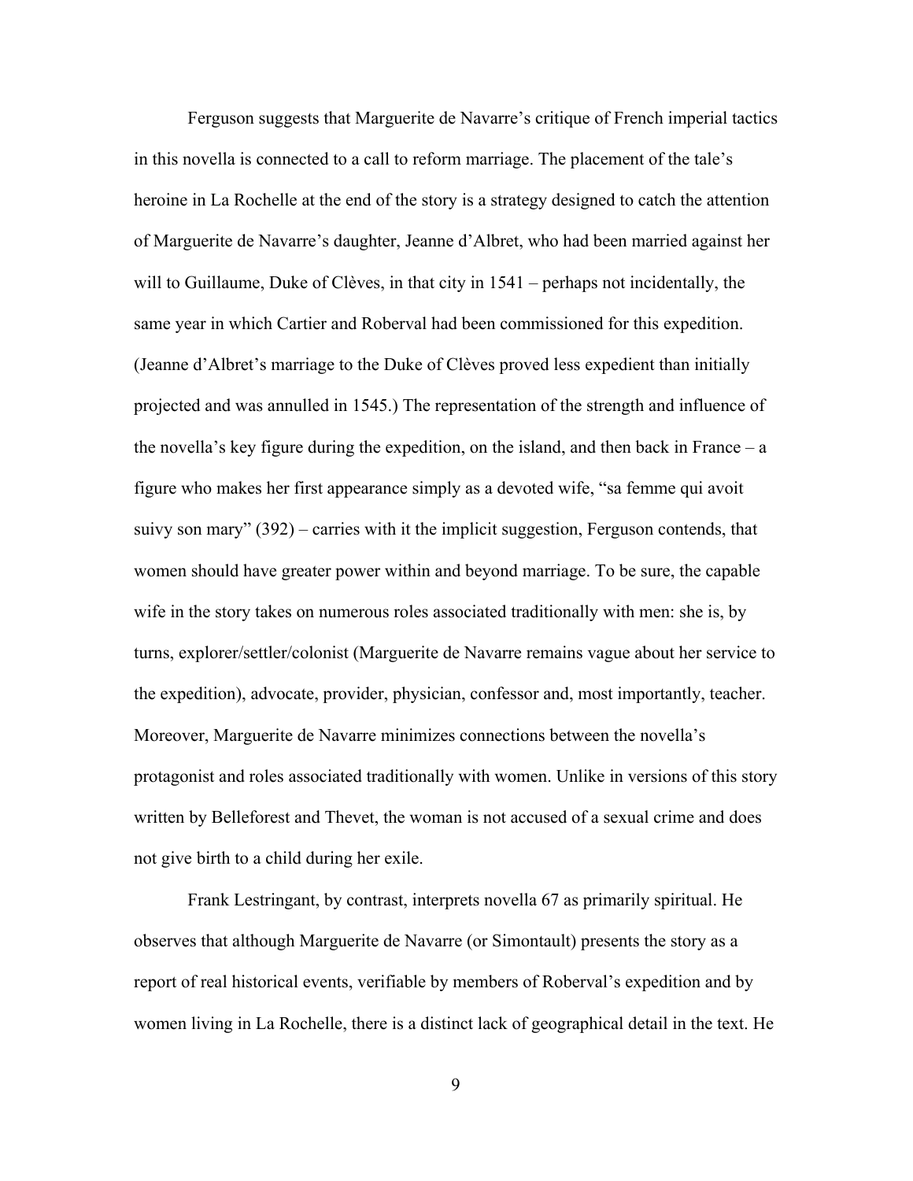Ferguson suggests that Marguerite de Navarre's critique of French imperial tactics in this novella is connected to a call to reform marriage. The placement of the tale's heroine in La Rochelle at the end of the story is a strategy designed to catch the attention of Marguerite de Navarre's daughter, Jeanne d'Albret, who had been married against her will to Guillaume, Duke of Clèves, in that city in 1541 – perhaps not incidentally, the same year in which Cartier and Roberval had been commissioned for this expedition. (Jeanne d'Albret's marriage to the Duke of Clèves proved less expedient than initially projected and was annulled in 1545.) The representation of the strength and influence of the novella's key figure during the expedition, on the island, and then back in France – a figure who makes her first appearance simply as a devoted wife, "sa femme qui avoit suivy son mary" (392) – carries with it the implicit suggestion, Ferguson contends, that women should have greater power within and beyond marriage. To be sure, the capable wife in the story takes on numerous roles associated traditionally with men: she is, by turns, explorer/settler/colonist (Marguerite de Navarre remains vague about her service to the expedition), advocate, provider, physician, confessor and, most importantly, teacher. Moreover, Marguerite de Navarre minimizes connections between the novella's protagonist and roles associated traditionally with women. Unlike in versions of this story written by Belleforest and Thevet, the woman is not accused of a sexual crime and does not give birth to a child during her exile.

Frank Lestringant, by contrast, interprets novella 67 as primarily spiritual. He observes that although Marguerite de Navarre (or Simontault) presents the story as a report of real historical events, verifiable by members of Roberval's expedition and by women living in La Rochelle, there is a distinct lack of geographical detail in the text. He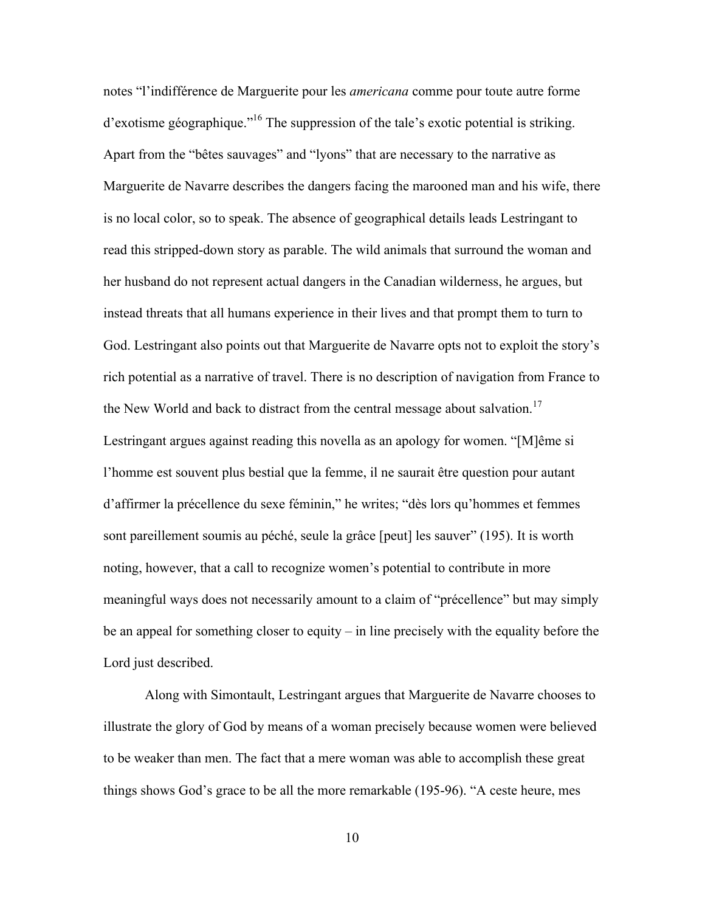notes "l'indifférence de Marguerite pour les *americana* comme pour toute autre forme d'exotisme géographique."[16] The suppression of the tale's exotic potential is striking. Apart from the "bêtes sauvages" and "lyons" that are necessary to the narrative as Marguerite de Navarre describes the dangers facing the marooned man and his wife, there is no local color, so to speak. The absence of geographical details leads Lestringant to read this stripped-down story as parable. The wild animals that surround the woman and her husband do not represent actual dangers in the Canadian wilderness, he argues, but instead threats that all humans experience in their lives and that prompt them to turn to God. Lestringant also points out that Marguerite de Navarre opts not to exploit the story's rich potential as a narrative of travel. There is no description of navigation from France to the New World and back to distract from the central message about salvation.[17] Lestringant argues against reading this novella as an apology for women. "[M]ême si l'homme est souvent plus bestial que la femme, il ne saurait être question pour autant d'affirmer la précellence du sexe féminin," he writes; "dès lors qu'hommes et femmes sont pareillement soumis au péché, seule la grâce [peut] les sauver" (195). It is worth noting, however, that a call to recognize women's potential to contribute in more meaningful ways does not necessarily amount to a claim of "précellence" but may simply be an appeal for something closer to equity – in line precisely with the equality before the Lord just described.

Along with Simontault, Lestringant argues that Marguerite de Navarre chooses to illustrate the glory of God by means of a woman precisely because women were believed to be weaker than men. The fact that a mere woman was able to accomplish these great things shows God's grace to be all the more remarkable (195-96). "A ceste heure, mes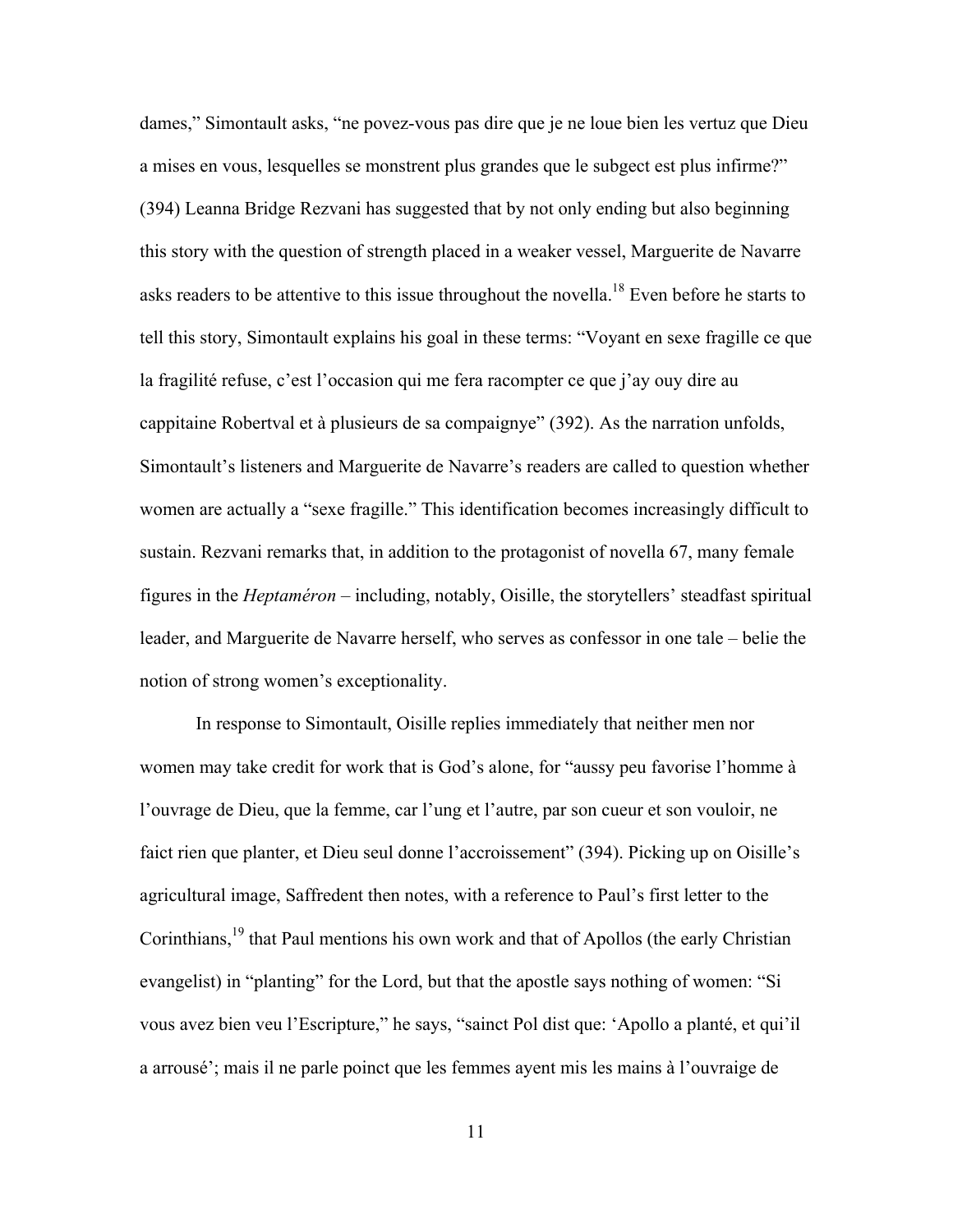dames," Simontault asks, "ne povez-vous pas dire que je ne loue bien les vertuz que Dieu a mises en vous, lesquelles se monstrent plus grandes que le subgect est plus infirme?" (394) Leanna Bridge Rezvani has suggested that by not only ending but also beginning this story with the question of strength placed in a weaker vessel, Marguerite de Navarre asks readers to be attentive to this issue throughout the novella.[18] Even before he starts to tell this story, Simontault explains his goal in these terms: "Voyant en sexe fragille ce que la fragilité refuse, c'est l'occasion qui me fera racompter ce que j'ay ouy dire au cappitaine Robertval et à plusieurs de sa compaignye" (392). As the narration unfolds, Simontault's listeners and Marguerite de Navarre's readers are called to question whether women are actually a "sexe fragille." This identification becomes increasingly difficult to sustain. Rezvani remarks that, in addition to the protagonist of novella 67, many female figures in the *Heptaméron* – including, notably, Oisille, the storytellers' steadfast spiritual leader, and Marguerite de Navarre herself, who serves as confessor in one tale – belie the notion of strong women's exceptionality.

In response to Simontault, Oisille replies immediately that neither men nor women may take credit for work that is God's alone, for "aussy peu favorise l'homme à l'ouvrage de Dieu, que la femme, car l'ung et l'autre, par son cueur et son vouloir, ne faict rien que planter, et Dieu seul donne l'accroissement" (394). Picking up on Oisille's agricultural image, Saffredent then notes, with a reference to Paul's first letter to the Corinthians,[19] that Paul mentions his own work and that of Apollos (the early Christian evangelist) in "planting" for the Lord, but that the apostle says nothing of women: "Si vous avez bien veu l'Escripture," he says, "sainct Pol dist que: 'Apollo a planté, et qui'il a arrousé'; mais il ne parle poinct que les femmes ayent mis les mains à l'ouvraige de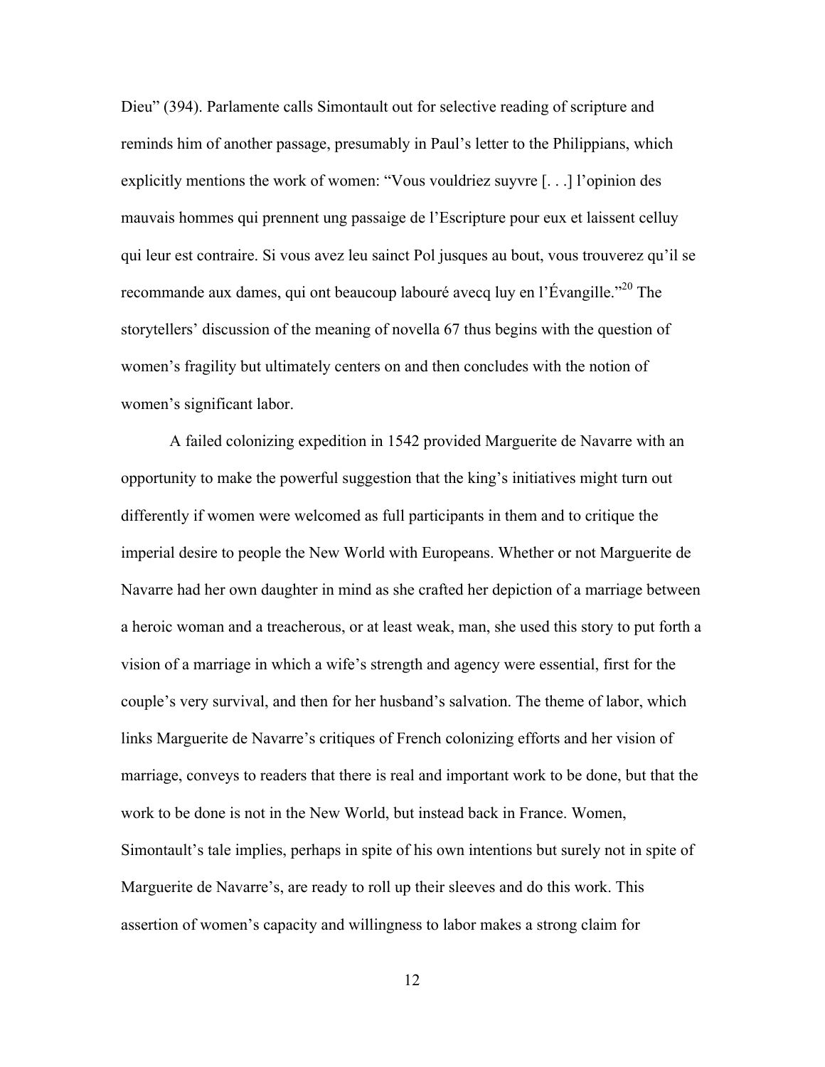Dieu" (394). Parlamente calls Simontault out for selective reading of scripture and reminds him of another passage, presumably in Paul's letter to the Philippians, which explicitly mentions the work of women: "Vous vouldriez suyvre [. . .] l'opinion des mauvais hommes qui prennent ung passaige de l'Escripture pour eux et laissent celluy qui leur est contraire. Si vous avez leu sainct Pol jusques au bout, vous trouverez qu'il se recommande aux dames, qui ont beaucoup labouré avecq luy en l'Évangille."[20] The storytellers' discussion of the meaning of novella 67 thus begins with the question of women's fragility but ultimately centers on and then concludes with the notion of women's significant labor.

A failed colonizing expedition in 1542 provided Marguerite de Navarre with an opportunity to make the powerful suggestion that the king's initiatives might turn out differently if women were welcomed as full participants in them and to critique the imperial desire to people the New World with Europeans. Whether or not Marguerite de Navarre had her own daughter in mind as she crafted her depiction of a marriage between a heroic woman and a treacherous, or at least weak, man, she used this story to put forth a vision of a marriage in which a wife's strength and agency were essential, first for the couple's very survival, and then for her husband's salvation. The theme of labor, which links Marguerite de Navarre's critiques of French colonizing efforts and her vision of marriage, conveys to readers that there is real and important work to be done, but that the work to be done is not in the New World, but instead back in France. Women, Simontault's tale implies, perhaps in spite of his own intentions but surely not in spite of Marguerite de Navarre's, are ready to roll up their sleeves and do this work. This assertion of women's capacity and willingness to labor makes a strong claim for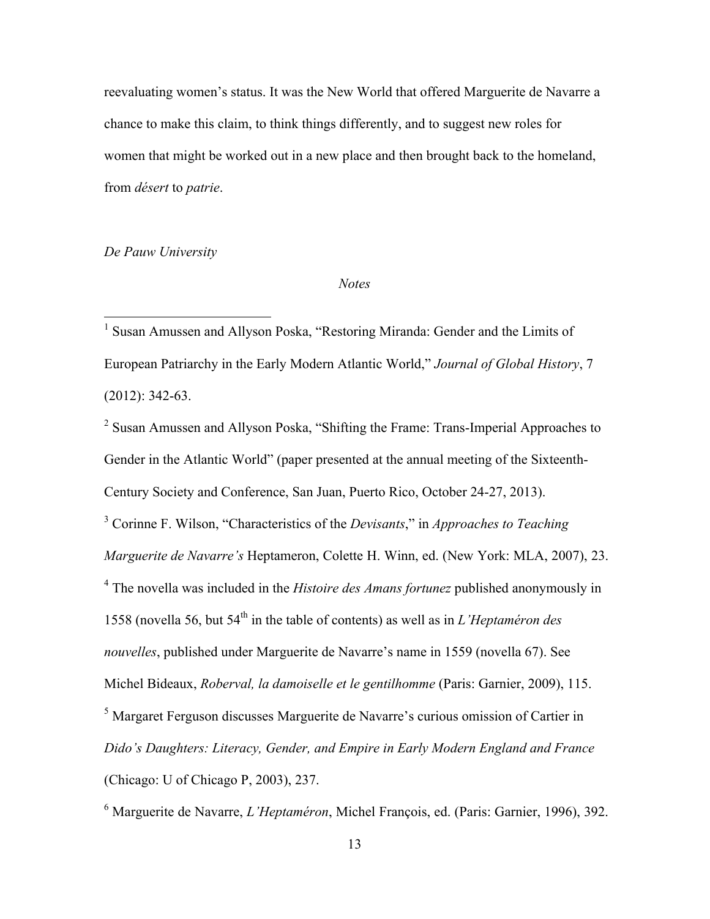reevaluating women's status. It was the New World that offered Marguerite de Navarre a chance to make this claim, to think things differently, and to suggest new roles for women that might be worked out in a new place and then brought back to the homeland, from *désert* to *patrie*.

*De Pauw University*

*Notes*

---

[1] Susan Amussen and Allyson Poska, "Restoring Miranda: Gender and the Limits of European Patriarchy in the Early Modern Atlantic World," *Journal of Global History*, 7 (2012): 342-63.

[2] Susan Amussen and Allyson Poska, "Shifting the Frame: Trans-Imperial Approaches to Gender in the Atlantic World" (paper presented at the annual meeting of the Sixteenth-Century Society and Conference, San Juan, Puerto Rico, October 24-27, 2013).

[3] Corinne F. Wilson, "Characteristics of the *Devisants*," in *Approaches to Teaching Marguerite de Navarre's* Heptameron, Colette H. Winn, ed. (New York: MLA, 2007), 23.

[4] The novella was included in the *Histoire des Amans fortunez* published anonymously in 1558 (novella 56, but 54th in the table of contents) as well as in *L'Heptaméron des nouvelles*, published under Marguerite de Navarre's name in 1559 (novella 67). See Michel Bideaux, *Roberval, la damoiselle et le gentilhomme* (Paris: Garnier, 2009), 115.

[5] Margaret Ferguson discusses Marguerite de Navarre's curious omission of Cartier in *Dido's Daughters: Literacy, Gender, and Empire in Early Modern England and France* (Chicago: U of Chicago P, 2003), 237.

[6] Marguerite de Navarre, *L'Heptaméron*, Michel François, ed. (Paris: Garnier, 1996), 392.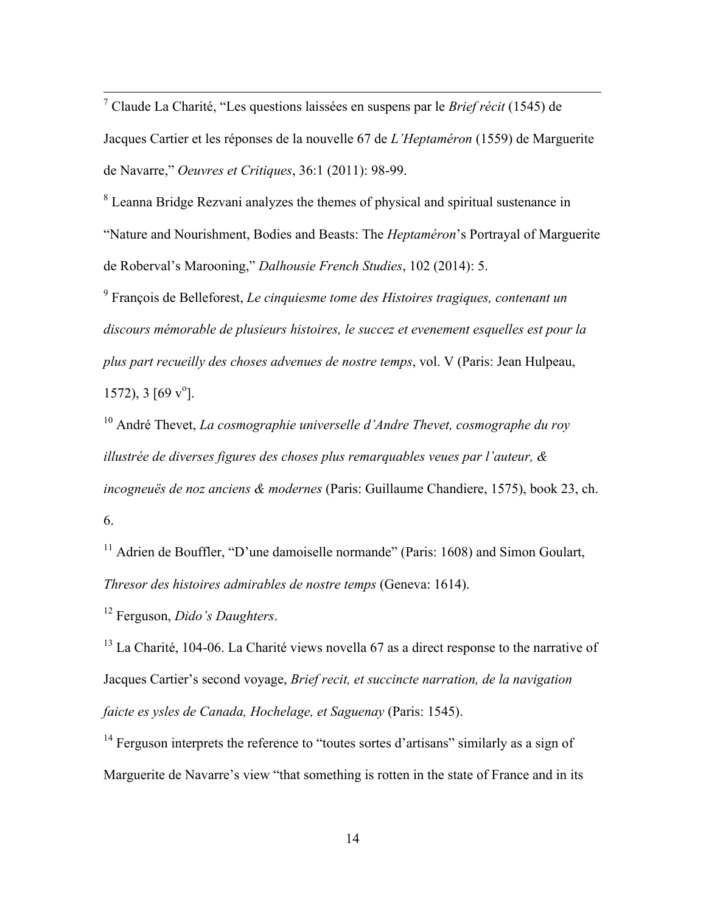[7] Claude La Charité, "Les questions laissées en suspens par le *Brief récit* (1545) de Jacques Cartier et les réponses de la nouvelle 67 de *L'Heptaméron* (1559) de Marguerite de Navarre," *Oeuvres et Critiques*, 36:1 (2011): 98-99.

[8] Leanna Bridge Rezvani analyzes the themes of physical and spiritual sustenance in "Nature and Nourishment, Bodies and Beasts: The *Heptaméron*'s Portrayal of Marguerite de Roberval's Marooning," *Dalhousie French Studies*, 102 (2014): 5.

[9] François de Belleforest, *Le cinquiesme tome des Histoires tragiques, contenant un discours mémorable de plusieurs histoires, le succez et evenement esquelles est pour la plus part recueilly des choses advenues de nostre temps*, vol. V (Paris: Jean Hulpeau, 1572), 3 [69 v[o]].

[10] André Thevet, *La cosmographie universelle d'Andre Thevet, cosmographe du roy illustrée de diverses figures des choses plus remarquables veues par l'auteur, & incogneuës de noz anciens & modernes* (Paris: Guillaume Chandiere, 1575), book 23, ch. 6.

[11] Adrien de Bouffler, "D'une damoiselle normande" (Paris: 1608) and Simon Goulart, *Thresor des histoires admirables de nostre temps* (Geneva: 1614).

[12] Ferguson, *Dido's Daughters*.

[13] La Charité, 104-06. La Charité views novella 67 as a direct response to the narrative of Jacques Cartier's second voyage, *Brief recit, et succincte narration, de la navigation faicte es ysles de Canada, Hochelage, et Saguenay* (Paris: 1545).

[14] Ferguson interprets the reference to "toutes sortes d'artisans" similarly as a sign of Marguerite de Navarre's view "that something is rotten in the state of France and in its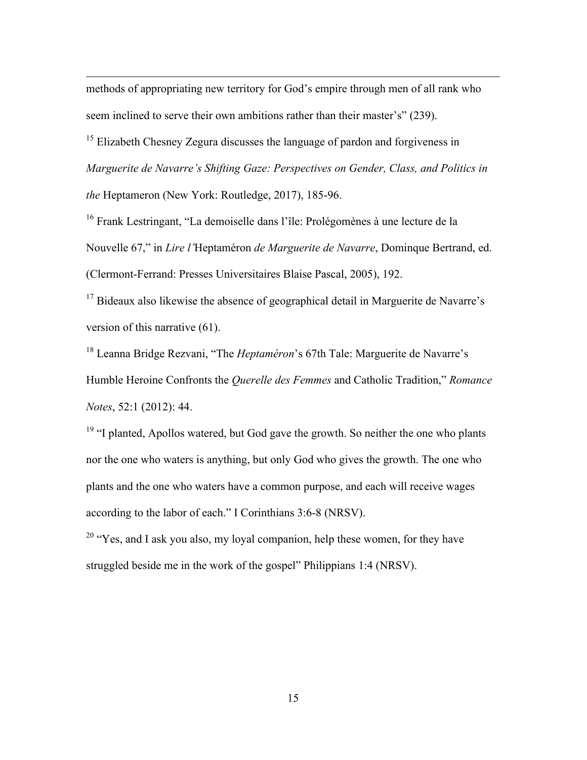methods of appropriating new territory for God's empire through men of all rank who seem inclined to serve their own ambitions rather than their master's" (239).

[15] Elizabeth Chesney Zegura discusses the language of pardon and forgiveness in *Marguerite de Navarre's Shifting Gaze: Perspectives on Gender, Class, and Politics in the* Heptameron (New York: Routledge, 2017), 185-96.

[16] Frank Lestringant, "La demoiselle dans l'île: Prolégomènes à une lecture de la Nouvelle 67," in *Lire l'*Heptaméron *de Marguerite de Navarre*, Dominque Bertrand, ed. (Clermont-Ferrand: Presses Universitaires Blaise Pascal, 2005), 192.

[17] Bideaux also likewise the absence of geographical detail in Marguerite de Navarre's version of this narrative (61).

[18] Leanna Bridge Rezvani, "The *Heptaméron*'s 67th Tale: Marguerite de Navarre's Humble Heroine Confronts the *Querelle des Femmes* and Catholic Tradition," *Romance Notes*, 52:1 (2012): 44.

[19] "I planted, Apollos watered, but God gave the growth. So neither the one who plants nor the one who waters is anything, but only God who gives the growth. The one who plants and the one who waters have a common purpose, and each will receive wages according to the labor of each." I Corinthians 3:6-8 (NRSV).

[20] "Yes, and I ask you also, my loyal companion, help these women, for they have struggled beside me in the work of the gospel" Philippians 1:4 (NRSV).